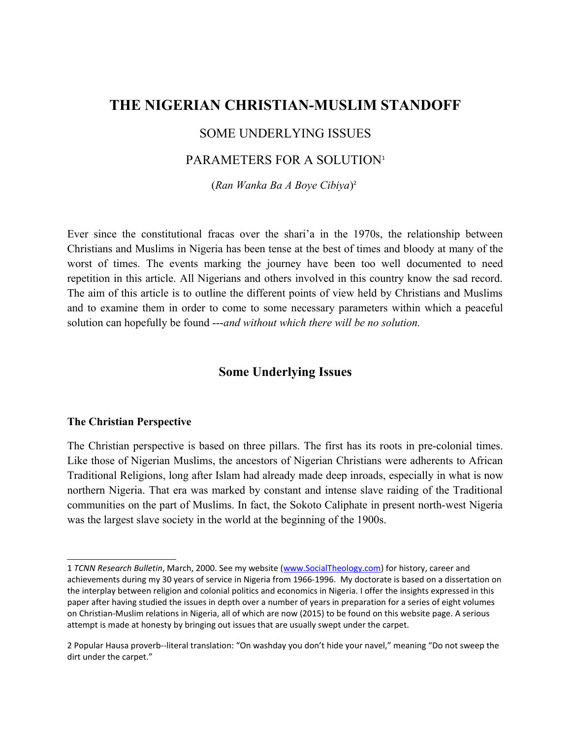# THE NIGERIAN CHRISTIAN-MUSLIM STANDOFF

SOME UNDERLYING ISSUES

PARAMETERS FOR A SOLUTION[1]

(*Ran Wanka Ba A Boye Cibiya*)[2]

Ever since the constitutional fracas over the shari'a in the 1970s, the relationship between Christians and Muslims in Nigeria has been tense at the best of times and bloody at many of the worst of times. The events marking the journey have been too well documented to need repetition in this article. All Nigerians and others involved in this country know the sad record. The aim of this article is to outline the different points of view held by Christians and Muslims and to examine them in order to come to some necessary parameters within which a peaceful solution can hopefully be found ---*and without which there will be no solution.*

## Some Underlying Issues

### The Christian Perspective

The Christian perspective is based on three pillars. The first has its roots in pre-colonial times. Like those of Nigerian Muslims, the ancestors of Nigerian Christians were adherents to African Traditional Religions, long after Islam had already made deep inroads, especially in what is now northern Nigeria. That era was marked by constant and intense slave raiding of the Traditional communities on the part of Muslims. In fact, the Sokoto Caliphate in present north-west Nigeria was the largest slave society in the world at the beginning of the 1900s.

---

1 *TCNN Research Bulletin*, March, 2000. See my website (www.SocialTheology.com) for history, career and achievements during my 30 years of service in Nigeria from 1966-1996. My doctorate is based on a dissertation on the interplay between religion and colonial politics and economics in Nigeria. I offer the insights expressed in this paper after having studied the issues in depth over a number of years in preparation for a series of eight volumes on Christian-Muslim relations in Nigeria, all of which are now (2015) to be found on this website page. A serious attempt is made at honesty by bringing out issues that are usually swept under the carpet.

2 Popular Hausa proverb--literal translation: "On washday you don't hide your navel," meaning "Do not sweep the dirt under the carpet."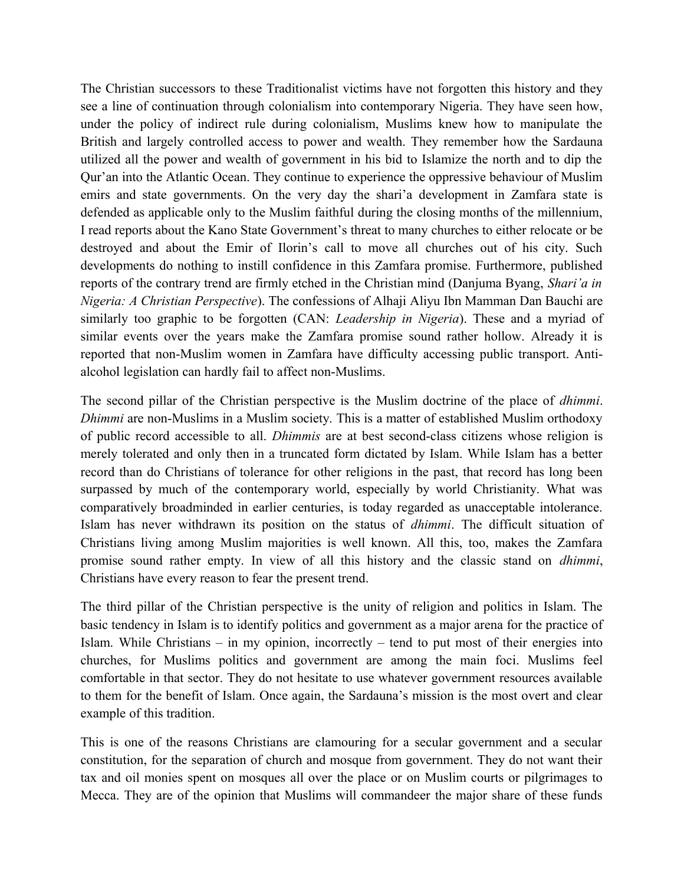The Christian successors to these Traditionalist victims have not forgotten this history and they see a line of continuation through colonialism into contemporary Nigeria. They have seen how, under the policy of indirect rule during colonialism, Muslims knew how to manipulate the British and largely controlled access to power and wealth. They remember how the Sardauna utilized all the power and wealth of government in his bid to Islamize the north and to dip the Qur'an into the Atlantic Ocean. They continue to experience the oppressive behaviour of Muslim emirs and state governments. On the very day the shari'a development in Zamfara state is defended as applicable only to the Muslim faithful during the closing months of the millennium, I read reports about the Kano State Government's threat to many churches to either relocate or be destroyed and about the Emir of Ilorin's call to move all churches out of his city. Such developments do nothing to instill confidence in this Zamfara promise. Furthermore, published reports of the contrary trend are firmly etched in the Christian mind (Danjuma Byang, *Shari'a in Nigeria: A Christian Perspective*). The confessions of Alhaji Aliyu Ibn Mamman Dan Bauchi are similarly too graphic to be forgotten (CAN: *Leadership in Nigeria*). These and a myriad of similar events over the years make the Zamfara promise sound rather hollow. Already it is reported that non-Muslim women in Zamfara have difficulty accessing public transport. Anti-alcohol legislation can hardly fail to affect non-Muslims.

The second pillar of the Christian perspective is the Muslim doctrine of the place of *dhimmi*. *Dhimmi* are non-Muslims in a Muslim society. This is a matter of established Muslim orthodoxy of public record accessible to all. *Dhimmis* are at best second-class citizens whose religion is merely tolerated and only then in a truncated form dictated by Islam. While Islam has a better record than do Christians of tolerance for other religions in the past, that record has long been surpassed by much of the contemporary world, especially by world Christianity. What was comparatively broadminded in earlier centuries, is today regarded as unacceptable intolerance. Islam has never withdrawn its position on the status of *dhimmi*. The difficult situation of Christians living among Muslim majorities is well known. All this, too, makes the Zamfara promise sound rather empty. In view of all this history and the classic stand on *dhimmi*, Christians have every reason to fear the present trend.

The third pillar of the Christian perspective is the unity of religion and politics in Islam. The basic tendency in Islam is to identify politics and government as a major arena for the practice of Islam. While Christians – in my opinion, incorrectly – tend to put most of their energies into churches, for Muslims politics and government are among the main foci. Muslims feel comfortable in that sector. They do not hesitate to use whatever government resources available to them for the benefit of Islam. Once again, the Sardauna's mission is the most overt and clear example of this tradition.

This is one of the reasons Christians are clamouring for a secular government and a secular constitution, for the separation of church and mosque from government. They do not want their tax and oil monies spent on mosques all over the place or on Muslim courts or pilgrimages to Mecca. They are of the opinion that Muslims will commandeer the major share of these funds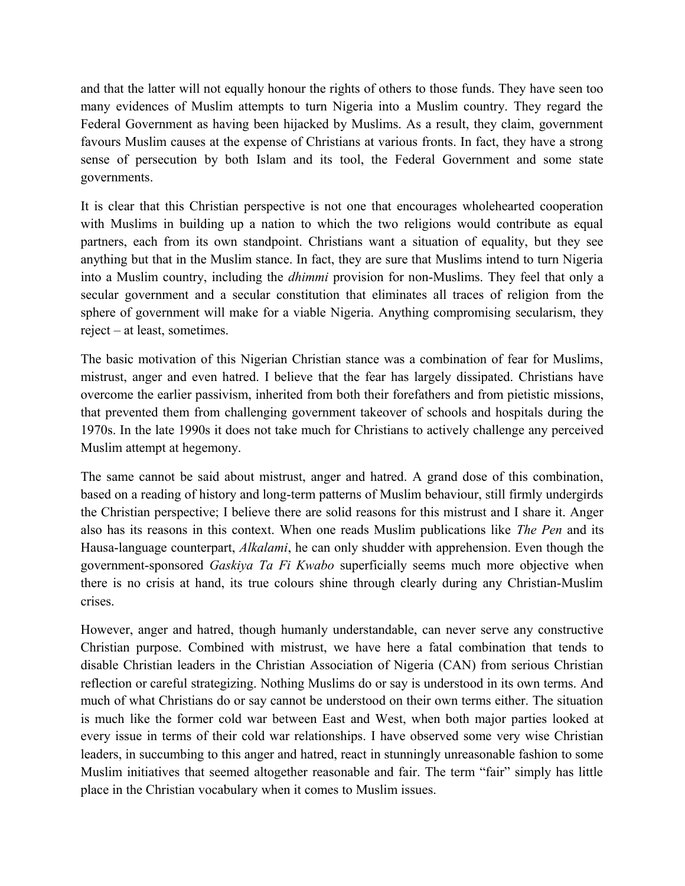and that the latter will not equally honour the rights of others to those funds. They have seen too many evidences of Muslim attempts to turn Nigeria into a Muslim country. They regard the Federal Government as having been hijacked by Muslims. As a result, they claim, government favours Muslim causes at the expense of Christians at various fronts. In fact, they have a strong sense of persecution by both Islam and its tool, the Federal Government and some state governments.

It is clear that this Christian perspective is not one that encourages wholehearted cooperation with Muslims in building up a nation to which the two religions would contribute as equal partners, each from its own standpoint. Christians want a situation of equality, but they see anything but that in the Muslim stance. In fact, they are sure that Muslims intend to turn Nigeria into a Muslim country, including the *dhimmi* provision for non-Muslims. They feel that only a secular government and a secular constitution that eliminates all traces of religion from the sphere of government will make for a viable Nigeria. Anything compromising secularism, they reject – at least, sometimes.

The basic motivation of this Nigerian Christian stance was a combination of fear for Muslims, mistrust, anger and even hatred. I believe that the fear has largely dissipated. Christians have overcome the earlier passivism, inherited from both their forefathers and from pietistic missions, that prevented them from challenging government takeover of schools and hospitals during the 1970s. In the late 1990s it does not take much for Christians to actively challenge any perceived Muslim attempt at hegemony.

The same cannot be said about mistrust, anger and hatred. A grand dose of this combination, based on a reading of history and long-term patterns of Muslim behaviour, still firmly undergirds the Christian perspective; I believe there are solid reasons for this mistrust and I share it. Anger also has its reasons in this context. When one reads Muslim publications like *The Pen* and its Hausa-language counterpart, *Alkalami*, he can only shudder with apprehension. Even though the government-sponsored *Gaskiya Ta Fi Kwabo* superficially seems much more objective when there is no crisis at hand, its true colours shine through clearly during any Christian-Muslim crises.

However, anger and hatred, though humanly understandable, can never serve any constructive Christian purpose. Combined with mistrust, we have here a fatal combination that tends to disable Christian leaders in the Christian Association of Nigeria (CAN) from serious Christian reflection or careful strategizing. Nothing Muslims do or say is understood in its own terms. And much of what Christians do or say cannot be understood on their own terms either. The situation is much like the former cold war between East and West, when both major parties looked at every issue in terms of their cold war relationships. I have observed some very wise Christian leaders, in succumbing to this anger and hatred, react in stunningly unreasonable fashion to some Muslim initiatives that seemed altogether reasonable and fair. The term "fair" simply has little place in the Christian vocabulary when it comes to Muslim issues.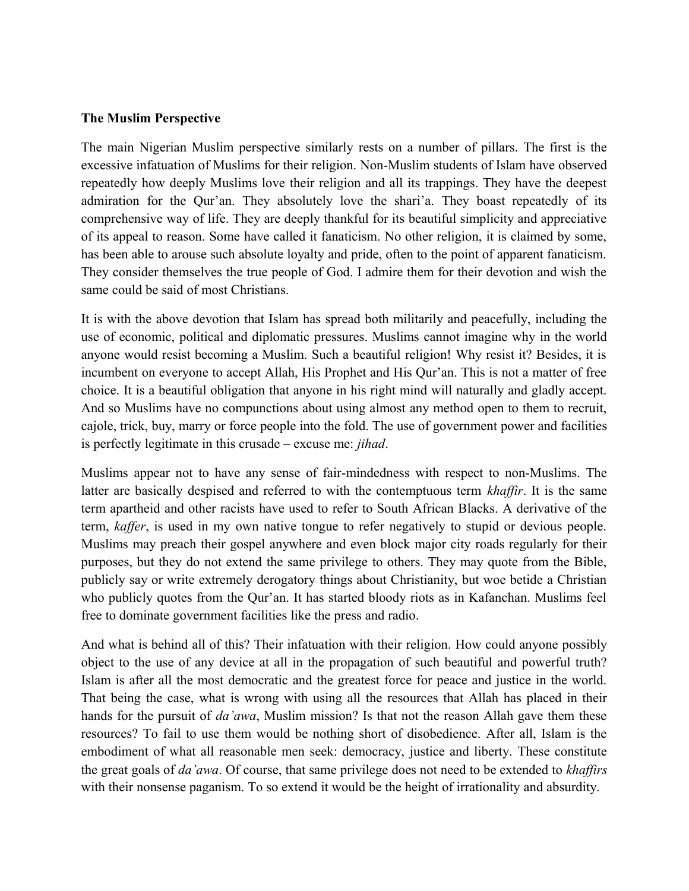**The Muslim Perspective**

The main Nigerian Muslim perspective similarly rests on a number of pillars. The first is the excessive infatuation of Muslims for their religion. Non-Muslim students of Islam have observed repeatedly how deeply Muslims love their religion and all its trappings. They have the deepest admiration for the Qur'an. They absolutely love the shari'a. They boast repeatedly of its comprehensive way of life. They are deeply thankful for its beautiful simplicity and appreciative of its appeal to reason. Some have called it fanaticism. No other religion, it is claimed by some, has been able to arouse such absolute loyalty and pride, often to the point of apparent fanaticism. They consider themselves the true people of God. I admire them for their devotion and wish the same could be said of most Christians.

It is with the above devotion that Islam has spread both militarily and peacefully, including the use of economic, political and diplomatic pressures. Muslims cannot imagine why in the world anyone would resist becoming a Muslim. Such a beautiful religion! Why resist it? Besides, it is incumbent on everyone to accept Allah, His Prophet and His Qur'an. This is not a matter of free choice. It is a beautiful obligation that anyone in his right mind will naturally and gladly accept. And so Muslims have no compunctions about using almost any method open to them to recruit, cajole, trick, buy, marry or force people into the fold. The use of government power and facilities is perfectly legitimate in this crusade – excuse me: *jihad*.

Muslims appear not to have any sense of fair-mindedness with respect to non-Muslims. The latter are basically despised and referred to with the contemptuous term *khaffir*. It is the same term apartheid and other racists have used to refer to South African Blacks. A derivative of the term, *kaffer*, is used in my own native tongue to refer negatively to stupid or devious people. Muslims may preach their gospel anywhere and even block major city roads regularly for their purposes, but they do not extend the same privilege to others. They may quote from the Bible, publicly say or write extremely derogatory things about Christianity, but woe betide a Christian who publicly quotes from the Qur'an. It has started bloody riots as in Kafanchan. Muslims feel free to dominate government facilities like the press and radio.

And what is behind all of this? Their infatuation with their religion. How could anyone possibly object to the use of any device at all in the propagation of such beautiful and powerful truth? Islam is after all the most democratic and the greatest force for peace and justice in the world. That being the case, what is wrong with using all the resources that Allah has placed in their hands for the pursuit of *da'awa*, Muslim mission? Is that not the reason Allah gave them these resources? To fail to use them would be nothing short of disobedience. After all, Islam is the embodiment of what all reasonable men seek: democracy, justice and liberty. These constitute the great goals of *da'awa*. Of course, that same privilege does not need to be extended to *khaffirs* with their nonsense paganism. To so extend it would be the height of irrationality and absurdity.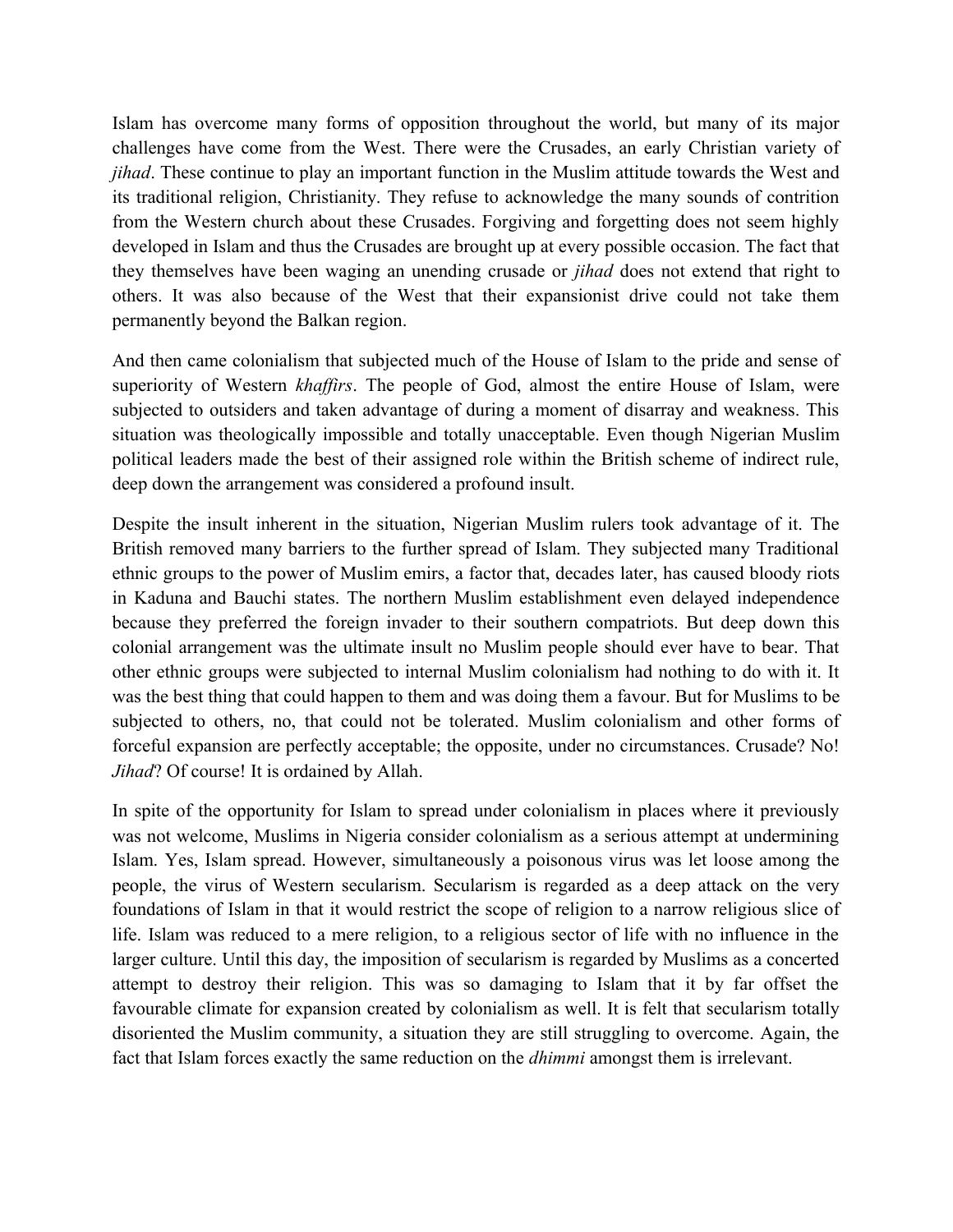Islam has overcome many forms of opposition throughout the world, but many of its major challenges have come from the West. There were the Crusades, an early Christian variety of *jihad*. These continue to play an important function in the Muslim attitude towards the West and its traditional religion, Christianity. They refuse to acknowledge the many sounds of contrition from the Western church about these Crusades. Forgiving and forgetting does not seem highly developed in Islam and thus the Crusades are brought up at every possible occasion. The fact that they themselves have been waging an unending crusade or *jihad* does not extend that right to others. It was also because of the West that their expansionist drive could not take them permanently beyond the Balkan region.

And then came colonialism that subjected much of the House of Islam to the pride and sense of superiority of Western *khaffirs*. The people of God, almost the entire House of Islam, were subjected to outsiders and taken advantage of during a moment of disarray and weakness. This situation was theologically impossible and totally unacceptable. Even though Nigerian Muslim political leaders made the best of their assigned role within the British scheme of indirect rule, deep down the arrangement was considered a profound insult.

Despite the insult inherent in the situation, Nigerian Muslim rulers took advantage of it. The British removed many barriers to the further spread of Islam. They subjected many Traditional ethnic groups to the power of Muslim emirs, a factor that, decades later, has caused bloody riots in Kaduna and Bauchi states. The northern Muslim establishment even delayed independence because they preferred the foreign invader to their southern compatriots. But deep down this colonial arrangement was the ultimate insult no Muslim people should ever have to bear. That other ethnic groups were subjected to internal Muslim colonialism had nothing to do with it. It was the best thing that could happen to them and was doing them a favour. But for Muslims to be subjected to others, no, that could not be tolerated. Muslim colonialism and other forms of forceful expansion are perfectly acceptable; the opposite, under no circumstances. Crusade? No! *Jihad*? Of course! It is ordained by Allah.

In spite of the opportunity for Islam to spread under colonialism in places where it previously was not welcome, Muslims in Nigeria consider colonialism as a serious attempt at undermining Islam. Yes, Islam spread. However, simultaneously a poisonous virus was let loose among the people, the virus of Western secularism. Secularism is regarded as a deep attack on the very foundations of Islam in that it would restrict the scope of religion to a narrow religious slice of life. Islam was reduced to a mere religion, to a religious sector of life with no influence in the larger culture. Until this day, the imposition of secularism is regarded by Muslims as a concerted attempt to destroy their religion. This was so damaging to Islam that it by far offset the favourable climate for expansion created by colonialism as well. It is felt that secularism totally disoriented the Muslim community, a situation they are still struggling to overcome. Again, the fact that Islam forces exactly the same reduction on the *dhimmi* amongst them is irrelevant.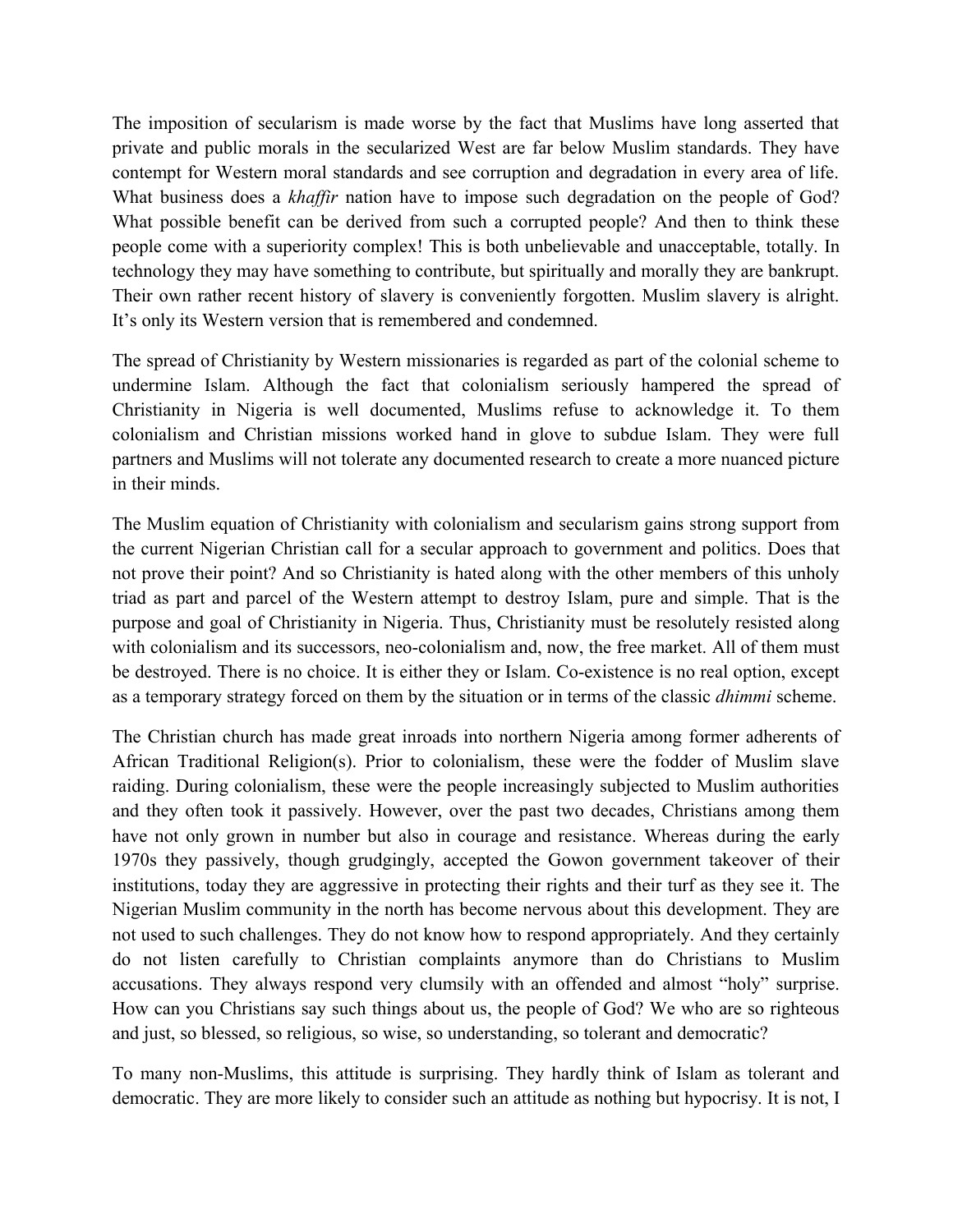The imposition of secularism is made worse by the fact that Muslims have long asserted that private and public morals in the secularized West are far below Muslim standards. They have contempt for Western moral standards and see corruption and degradation in every area of life. What business does a *khaffir* nation have to impose such degradation on the people of God? What possible benefit can be derived from such a corrupted people? And then to think these people come with a superiority complex! This is both unbelievable and unacceptable, totally. In technology they may have something to contribute, but spiritually and morally they are bankrupt. Their own rather recent history of slavery is conveniently forgotten. Muslim slavery is alright. It's only its Western version that is remembered and condemned.

The spread of Christianity by Western missionaries is regarded as part of the colonial scheme to undermine Islam. Although the fact that colonialism seriously hampered the spread of Christianity in Nigeria is well documented, Muslims refuse to acknowledge it. To them colonialism and Christian missions worked hand in glove to subdue Islam. They were full partners and Muslims will not tolerate any documented research to create a more nuanced picture in their minds.

The Muslim equation of Christianity with colonialism and secularism gains strong support from the current Nigerian Christian call for a secular approach to government and politics. Does that not prove their point? And so Christianity is hated along with the other members of this unholy triad as part and parcel of the Western attempt to destroy Islam, pure and simple. That is the purpose and goal of Christianity in Nigeria. Thus, Christianity must be resolutely resisted along with colonialism and its successors, neo-colonialism and, now, the free market. All of them must be destroyed. There is no choice. It is either they or Islam. Co-existence is no real option, except as a temporary strategy forced on them by the situation or in terms of the classic *dhimmi* scheme.

The Christian church has made great inroads into northern Nigeria among former adherents of African Traditional Religion(s). Prior to colonialism, these were the fodder of Muslim slave raiding. During colonialism, these were the people increasingly subjected to Muslim authorities and they often took it passively. However, over the past two decades, Christians among them have not only grown in number but also in courage and resistance. Whereas during the early 1970s they passively, though grudgingly, accepted the Gowon government takeover of their institutions, today they are aggressive in protecting their rights and their turf as they see it. The Nigerian Muslim community in the north has become nervous about this development. They are not used to such challenges. They do not know how to respond appropriately. And they certainly do not listen carefully to Christian complaints anymore than do Christians to Muslim accusations. They always respond very clumsily with an offended and almost "holy" surprise. How can you Christians say such things about us, the people of God? We who are so righteous and just, so blessed, so religious, so wise, so understanding, so tolerant and democratic?

To many non-Muslims, this attitude is surprising. They hardly think of Islam as tolerant and democratic. They are more likely to consider such an attitude as nothing but hypocrisy. It is not, I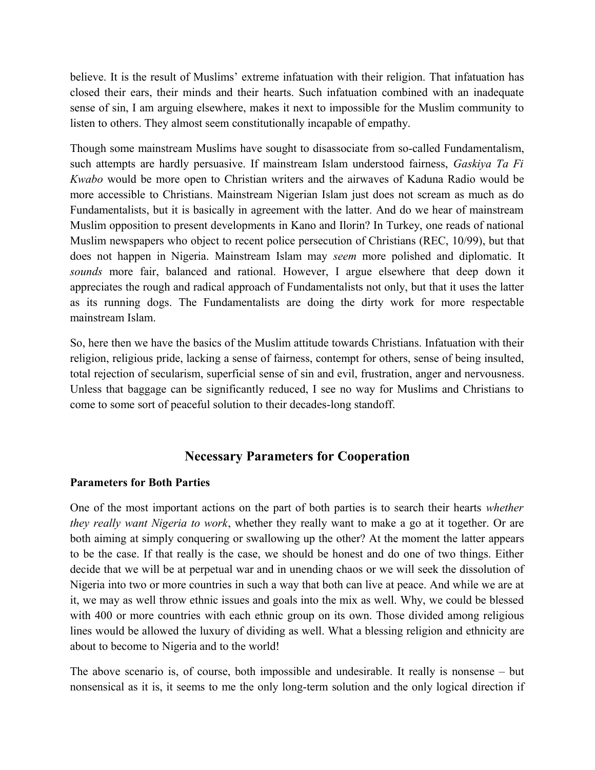believe. It is the result of Muslims' extreme infatuation with their religion. That infatuation has closed their ears, their minds and their hearts. Such infatuation combined with an inadequate sense of sin, I am arguing elsewhere, makes it next to impossible for the Muslim community to listen to others. They almost seem constitutionally incapable of empathy.

Though some mainstream Muslims have sought to disassociate from so-called Fundamentalism, such attempts are hardly persuasive. If mainstream Islam understood fairness, *Gaskiya Ta Fi Kwabo* would be more open to Christian writers and the airwaves of Kaduna Radio would be more accessible to Christians. Mainstream Nigerian Islam just does not scream as much as do Fundamentalists, but it is basically in agreement with the latter. And do we hear of mainstream Muslim opposition to present developments in Kano and Ilorin? In Turkey, one reads of national Muslim newspapers who object to recent police persecution of Christians (REC, 10/99), but that does not happen in Nigeria. Mainstream Islam may *seem* more polished and diplomatic. It *sounds* more fair, balanced and rational. However, I argue elsewhere that deep down it appreciates the rough and radical approach of Fundamentalists not only, but that it uses the latter as its running dogs. The Fundamentalists are doing the dirty work for more respectable mainstream Islam.

So, here then we have the basics of the Muslim attitude towards Christians. Infatuation with their religion, religious pride, lacking a sense of fairness, contempt for others, sense of being insulted, total rejection of secularism, superficial sense of sin and evil, frustration, anger and nervousness. Unless that baggage can be significantly reduced, I see no way for Muslims and Christians to come to some sort of peaceful solution to their decades-long standoff.

## Necessary Parameters for Cooperation

### Parameters for Both Parties

One of the most important actions on the part of both parties is to search their hearts *whether they really want Nigeria to work*, whether they really want to make a go at it together. Or are both aiming at simply conquering or swallowing up the other? At the moment the latter appears to be the case. If that really is the case, we should be honest and do one of two things. Either decide that we will be at perpetual war and in unending chaos or we will seek the dissolution of Nigeria into two or more countries in such a way that both can live at peace. And while we are at it, we may as well throw ethnic issues and goals into the mix as well. Why, we could be blessed with 400 or more countries with each ethnic group on its own. Those divided among religious lines would be allowed the luxury of dividing as well. What a blessing religion and ethnicity are about to become to Nigeria and to the world!

The above scenario is, of course, both impossible and undesirable. It really is nonsense – but nonsensical as it is, it seems to me the only long-term solution and the only logical direction if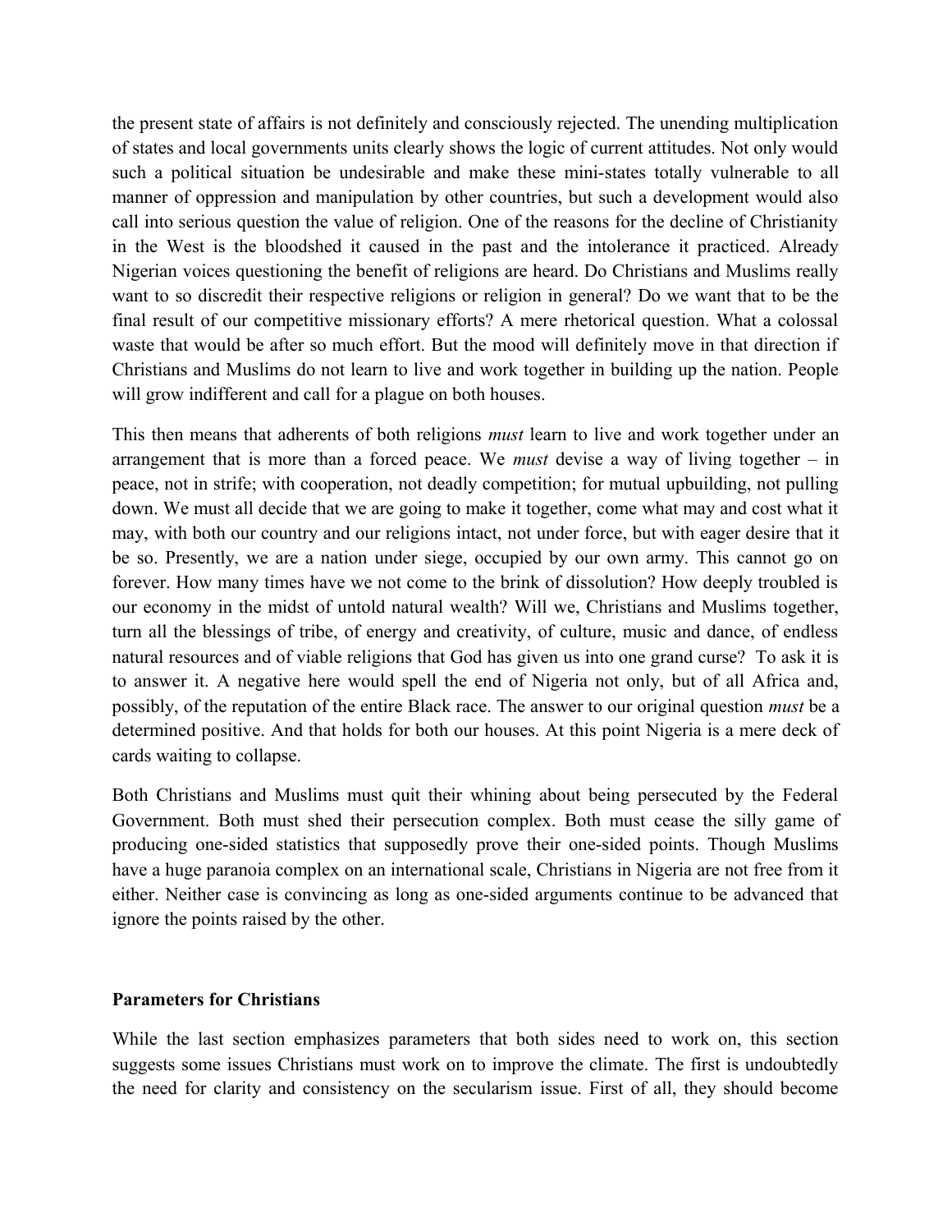the present state of affairs is not definitely and consciously rejected. The unending multiplication of states and local governments units clearly shows the logic of current attitudes. Not only would such a political situation be undesirable and make these mini-states totally vulnerable to all manner of oppression and manipulation by other countries, but such a development would also call into serious question the value of religion. One of the reasons for the decline of Christianity in the West is the bloodshed it caused in the past and the intolerance it practiced. Already Nigerian voices questioning the benefit of religions are heard. Do Christians and Muslims really want to so discredit their respective religions or religion in general? Do we want that to be the final result of our competitive missionary efforts? A mere rhetorical question. What a colossal waste that would be after so much effort. But the mood will definitely move in that direction if Christians and Muslims do not learn to live and work together in building up the nation. People will grow indifferent and call for a plague on both houses.

This then means that adherents of both religions *must* learn to live and work together under an arrangement that is more than a forced peace. We *must* devise a way of living together – in peace, not in strife; with cooperation, not deadly competition; for mutual upbuilding, not pulling down. We must all decide that we are going to make it together, come what may and cost what it may, with both our country and our religions intact, not under force, but with eager desire that it be so. Presently, we are a nation under siege, occupied by our own army. This cannot go on forever. How many times have we not come to the brink of dissolution? How deeply troubled is our economy in the midst of untold natural wealth? Will we, Christians and Muslims together, turn all the blessings of tribe, of energy and creativity, of culture, music and dance, of endless natural resources and of viable religions that God has given us into one grand curse? To ask it is to answer it. A negative here would spell the end of Nigeria not only, but of all Africa and, possibly, of the reputation of the entire Black race. The answer to our original question *must* be a determined positive. And that holds for both our houses. At this point Nigeria is a mere deck of cards waiting to collapse.

Both Christians and Muslims must quit their whining about being persecuted by the Federal Government. Both must shed their persecution complex. Both must cease the silly game of producing one-sided statistics that supposedly prove their one-sided points. Though Muslims have a huge paranoia complex on an international scale, Christians in Nigeria are not free from it either. Neither case is convincing as long as one-sided arguments continue to be advanced that ignore the points raised by the other.

**Parameters for Christians**

While the last section emphasizes parameters that both sides need to work on, this section suggests some issues Christians must work on to improve the climate. The first is undoubtedly the need for clarity and consistency on the secularism issue. First of all, they should become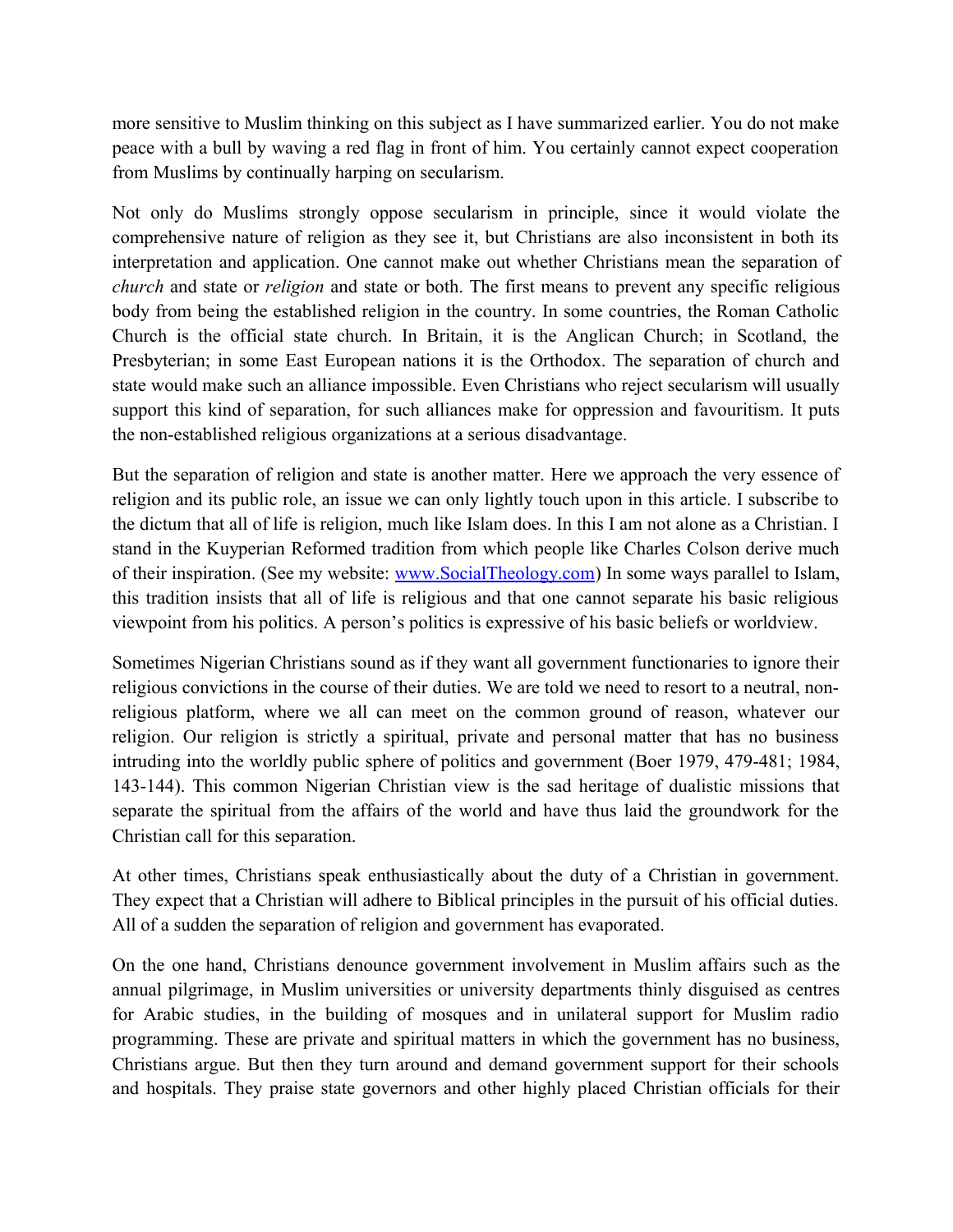more sensitive to Muslim thinking on this subject as I have summarized earlier. You do not make peace with a bull by waving a red flag in front of him. You certainly cannot expect cooperation from Muslims by continually harping on secularism.

Not only do Muslims strongly oppose secularism in principle, since it would violate the comprehensive nature of religion as they see it, but Christians are also inconsistent in both its interpretation and application. One cannot make out whether Christians mean the separation of *church* and state or *religion* and state or both. The first means to prevent any specific religious body from being the established religion in the country. In some countries, the Roman Catholic Church is the official state church. In Britain, it is the Anglican Church; in Scotland, the Presbyterian; in some East European nations it is the Orthodox. The separation of church and state would make such an alliance impossible. Even Christians who reject secularism will usually support this kind of separation, for such alliances make for oppression and favouritism. It puts the non-established religious organizations at a serious disadvantage.

But the separation of religion and state is another matter. Here we approach the very essence of religion and its public role, an issue we can only lightly touch upon in this article. I subscribe to the dictum that all of life is religion, much like Islam does. In this I am not alone as a Christian. I stand in the Kuyperian Reformed tradition from which people like Charles Colson derive much of their inspiration. (See my website: [www.SocialTheology.com](http://www.SocialTheology.com)) In some ways parallel to Islam, this tradition insists that all of life is religious and that one cannot separate his basic religious viewpoint from his politics. A person's politics is expressive of his basic beliefs or worldview.

Sometimes Nigerian Christians sound as if they want all government functionaries to ignore their religious convictions in the course of their duties. We are told we need to resort to a neutral, non-religious platform, where we all can meet on the common ground of reason, whatever our religion. Our religion is strictly a spiritual, private and personal matter that has no business intruding into the worldly public sphere of politics and government (Boer 1979, 479-481; 1984, 143-144). This common Nigerian Christian view is the sad heritage of dualistic missions that separate the spiritual from the affairs of the world and have thus laid the groundwork for the Christian call for this separation.

At other times, Christians speak enthusiastically about the duty of a Christian in government. They expect that a Christian will adhere to Biblical principles in the pursuit of his official duties. All of a sudden the separation of religion and government has evaporated.

On the one hand, Christians denounce government involvement in Muslim affairs such as the annual pilgrimage, in Muslim universities or university departments thinly disguised as centres for Arabic studies, in the building of mosques and in unilateral support for Muslim radio programming. These are private and spiritual matters in which the government has no business, Christians argue. But then they turn around and demand government support for their schools and hospitals. They praise state governors and other highly placed Christian officials for their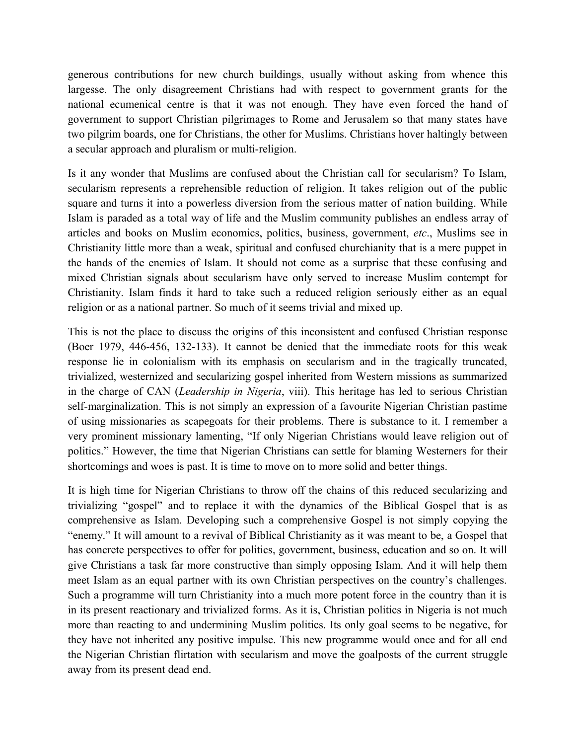generous contributions for new church buildings, usually without asking from whence this largesse. The only disagreement Christians had with respect to government grants for the national ecumenical centre is that it was not enough. They have even forced the hand of government to support Christian pilgrimages to Rome and Jerusalem so that many states have two pilgrim boards, one for Christians, the other for Muslims. Christians hover haltingly between a secular approach and pluralism or multi-religion.

Is it any wonder that Muslims are confused about the Christian call for secularism? To Islam, secularism represents a reprehensible reduction of religion. It takes religion out of the public square and turns it into a powerless diversion from the serious matter of nation building. While Islam is paraded as a total way of life and the Muslim community publishes an endless array of articles and books on Muslim economics, politics, business, government, *etc*., Muslims see in Christianity little more than a weak, spiritual and confused churchianity that is a mere puppet in the hands of the enemies of Islam. It should not come as a surprise that these confusing and mixed Christian signals about secularism have only served to increase Muslim contempt for Christianity. Islam finds it hard to take such a reduced religion seriously either as an equal religion or as a national partner. So much of it seems trivial and mixed up.

This is not the place to discuss the origins of this inconsistent and confused Christian response (Boer 1979, 446-456, 132-133). It cannot be denied that the immediate roots for this weak response lie in colonialism with its emphasis on secularism and in the tragically truncated, trivialized, westernized and secularizing gospel inherited from Western missions as summarized in the charge of CAN (*Leadership in Nigeria*, viii). This heritage has led to serious Christian self-marginalization. This is not simply an expression of a favourite Nigerian Christian pastime of using missionaries as scapegoats for their problems. There is substance to it. I remember a very prominent missionary lamenting, "If only Nigerian Christians would leave religion out of politics." However, the time that Nigerian Christians can settle for blaming Westerners for their shortcomings and woes is past. It is time to move on to more solid and better things.

It is high time for Nigerian Christians to throw off the chains of this reduced secularizing and trivializing "gospel" and to replace it with the dynamics of the Biblical Gospel that is as comprehensive as Islam. Developing such a comprehensive Gospel is not simply copying the "enemy." It will amount to a revival of Biblical Christianity as it was meant to be, a Gospel that has concrete perspectives to offer for politics, government, business, education and so on. It will give Christians a task far more constructive than simply opposing Islam. And it will help them meet Islam as an equal partner with its own Christian perspectives on the country's challenges. Such a programme will turn Christianity into a much more potent force in the country than it is in its present reactionary and trivialized forms. As it is, Christian politics in Nigeria is not much more than reacting to and undermining Muslim politics. Its only goal seems to be negative, for they have not inherited any positive impulse. This new programme would once and for all end the Nigerian Christian flirtation with secularism and move the goalposts of the current struggle away from its present dead end.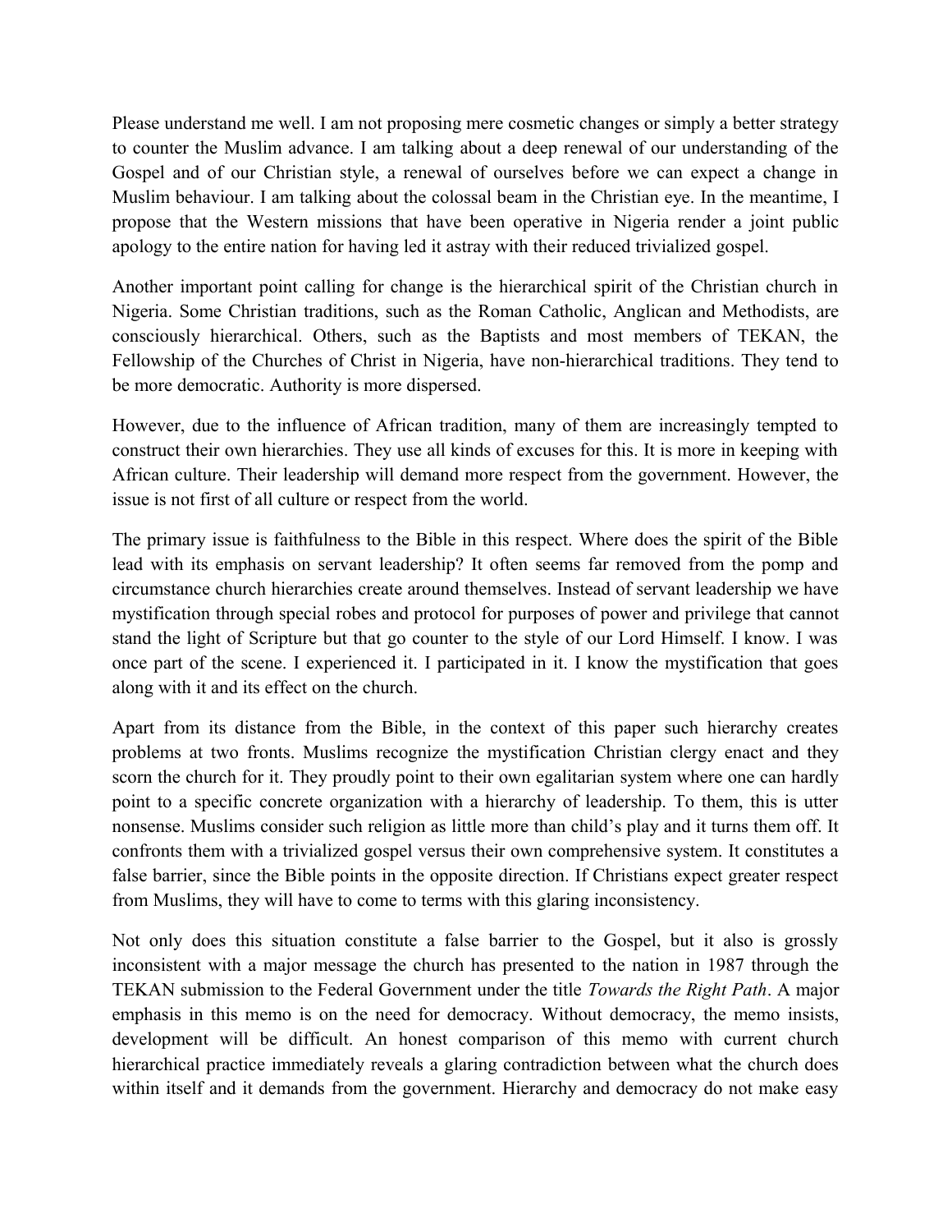Please understand me well. I am not proposing mere cosmetic changes or simply a better strategy to counter the Muslim advance. I am talking about a deep renewal of our understanding of the Gospel and of our Christian style, a renewal of ourselves before we can expect a change in Muslim behaviour. I am talking about the colossal beam in the Christian eye. In the meantime, I propose that the Western missions that have been operative in Nigeria render a joint public apology to the entire nation for having led it astray with their reduced trivialized gospel.

Another important point calling for change is the hierarchical spirit of the Christian church in Nigeria. Some Christian traditions, such as the Roman Catholic, Anglican and Methodists, are consciously hierarchical. Others, such as the Baptists and most members of TEKAN, the Fellowship of the Churches of Christ in Nigeria, have non-hierarchical traditions. They tend to be more democratic. Authority is more dispersed.

However, due to the influence of African tradition, many of them are increasingly tempted to construct their own hierarchies. They use all kinds of excuses for this. It is more in keeping with African culture. Their leadership will demand more respect from the government. However, the issue is not first of all culture or respect from the world.

The primary issue is faithfulness to the Bible in this respect. Where does the spirit of the Bible lead with its emphasis on servant leadership? It often seems far removed from the pomp and circumstance church hierarchies create around themselves. Instead of servant leadership we have mystification through special robes and protocol for purposes of power and privilege that cannot stand the light of Scripture but that go counter to the style of our Lord Himself. I know. I was once part of the scene. I experienced it. I participated in it. I know the mystification that goes along with it and its effect on the church.

Apart from its distance from the Bible, in the context of this paper such hierarchy creates problems at two fronts. Muslims recognize the mystification Christian clergy enact and they scorn the church for it. They proudly point to their own egalitarian system where one can hardly point to a specific concrete organization with a hierarchy of leadership. To them, this is utter nonsense. Muslims consider such religion as little more than child's play and it turns them off. It confronts them with a trivialized gospel versus their own comprehensive system. It constitutes a false barrier, since the Bible points in the opposite direction. If Christians expect greater respect from Muslims, they will have to come to terms with this glaring inconsistency.

Not only does this situation constitute a false barrier to the Gospel, but it also is grossly inconsistent with a major message the church has presented to the nation in 1987 through the TEKAN submission to the Federal Government under the title *Towards the Right Path*. A major emphasis in this memo is on the need for democracy. Without democracy, the memo insists, development will be difficult. An honest comparison of this memo with current church hierarchical practice immediately reveals a glaring contradiction between what the church does within itself and it demands from the government. Hierarchy and democracy do not make easy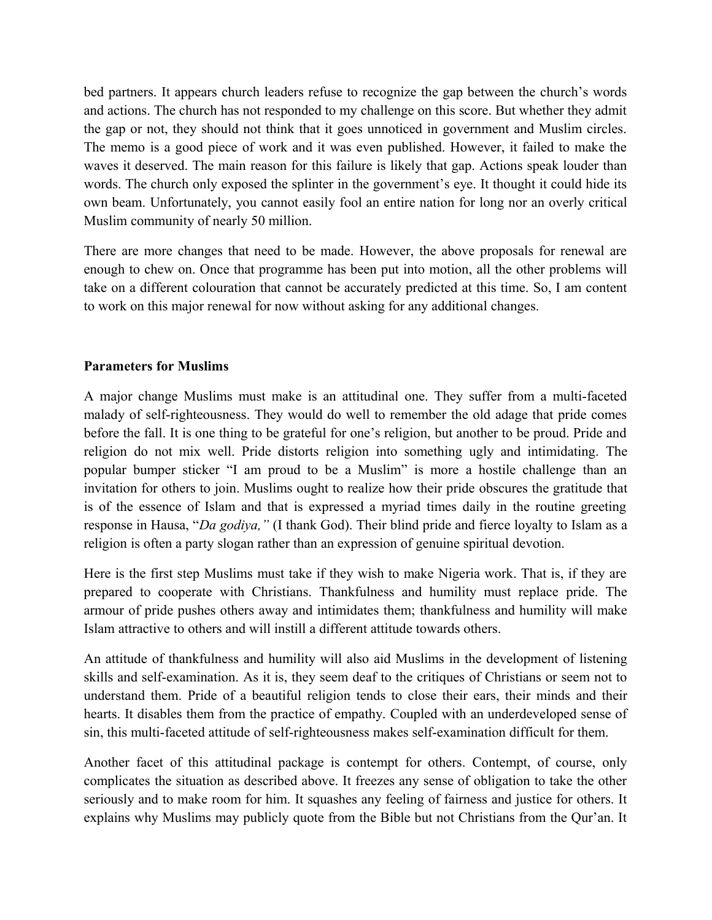bed partners. It appears church leaders refuse to recognize the gap between the church's words and actions. The church has not responded to my challenge on this score. But whether they admit the gap or not, they should not think that it goes unnoticed in government and Muslim circles. The memo is a good piece of work and it was even published. However, it failed to make the waves it deserved. The main reason for this failure is likely that gap. Actions speak louder than words. The church only exposed the splinter in the government's eye. It thought it could hide its own beam. Unfortunately, you cannot easily fool an entire nation for long nor an overly critical Muslim community of nearly 50 million.

There are more changes that need to be made. However, the above proposals for renewal are enough to chew on. Once that programme has been put into motion, all the other problems will take on a different colouration that cannot be accurately predicted at this time. So, I am content to work on this major renewal for now without asking for any additional changes.

**Parameters for Muslims**

A major change Muslims must make is an attitudinal one. They suffer from a multi-faceted malady of self-righteousness. They would do well to remember the old adage that pride comes before the fall. It is one thing to be grateful for one's religion, but another to be proud. Pride and religion do not mix well. Pride distorts religion into something ugly and intimidating. The popular bumper sticker "I am proud to be a Muslim" is more a hostile challenge than an invitation for others to join. Muslims ought to realize how their pride obscures the gratitude that is of the essence of Islam and that is expressed a myriad times daily in the routine greeting response in Hausa, "*Da godiya,"* (I thank God). Their blind pride and fierce loyalty to Islam as a religion is often a party slogan rather than an expression of genuine spiritual devotion.

Here is the first step Muslims must take if they wish to make Nigeria work. That is, if they are prepared to cooperate with Christians. Thankfulness and humility must replace pride. The armour of pride pushes others away and intimidates them; thankfulness and humility will make Islam attractive to others and will instill a different attitude towards others.

An attitude of thankfulness and humility will also aid Muslims in the development of listening skills and self-examination. As it is, they seem deaf to the critiques of Christians or seem not to understand them. Pride of a beautiful religion tends to close their ears, their minds and their hearts. It disables them from the practice of empathy. Coupled with an underdeveloped sense of sin, this multi-faceted attitude of self-righteousness makes self-examination difficult for them.

Another facet of this attitudinal package is contempt for others. Contempt, of course, only complicates the situation as described above. It freezes any sense of obligation to take the other seriously and to make room for him. It squashes any feeling of fairness and justice for others. It explains why Muslims may publicly quote from the Bible but not Christians from the Qur'an. It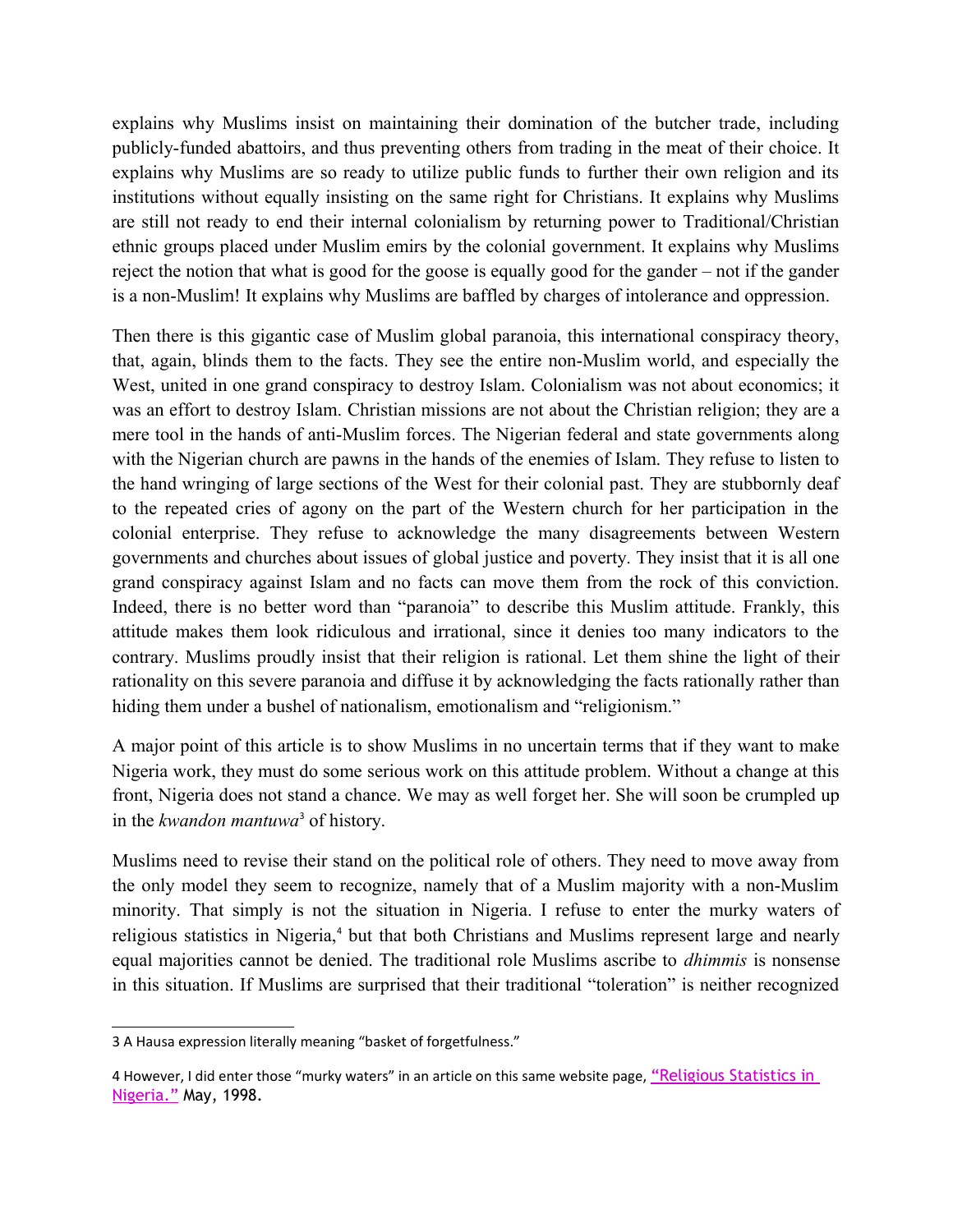explains why Muslims insist on maintaining their domination of the butcher trade, including publicly-funded abattoirs, and thus preventing others from trading in the meat of their choice. It explains why Muslims are so ready to utilize public funds to further their own religion and its institutions without equally insisting on the same right for Christians. It explains why Muslims are still not ready to end their internal colonialism by returning power to Traditional/Christian ethnic groups placed under Muslim emirs by the colonial government. It explains why Muslims reject the notion that what is good for the goose is equally good for the gander – not if the gander is a non-Muslim! It explains why Muslims are baffled by charges of intolerance and oppression.

Then there is this gigantic case of Muslim global paranoia, this international conspiracy theory, that, again, blinds them to the facts. They see the entire non-Muslim world, and especially the West, united in one grand conspiracy to destroy Islam. Colonialism was not about economics; it was an effort to destroy Islam. Christian missions are not about the Christian religion; they are a mere tool in the hands of anti-Muslim forces. The Nigerian federal and state governments along with the Nigerian church are pawns in the hands of the enemies of Islam. They refuse to listen to the hand wringing of large sections of the West for their colonial past. They are stubbornly deaf to the repeated cries of agony on the part of the Western church for her participation in the colonial enterprise. They refuse to acknowledge the many disagreements between Western governments and churches about issues of global justice and poverty. They insist that it is all one grand conspiracy against Islam and no facts can move them from the rock of this conviction. Indeed, there is no better word than "paranoia" to describe this Muslim attitude. Frankly, this attitude makes them look ridiculous and irrational, since it denies too many indicators to the contrary. Muslims proudly insist that their religion is rational. Let them shine the light of their rationality on this severe paranoia and diffuse it by acknowledging the facts rationally rather than hiding them under a bushel of nationalism, emotionalism and "religionism."

A major point of this article is to show Muslims in no uncertain terms that if they want to make Nigeria work, they must do some serious work on this attitude problem. Without a change at this front, Nigeria does not stand a chance. We may as well forget her. She will soon be crumpled up in the *kwandon mantuwa*[3] of history.

Muslims need to revise their stand on the political role of others. They need to move away from the only model they seem to recognize, namely that of a Muslim majority with a non-Muslim minority. That simply is not the situation in Nigeria. I refuse to enter the murky waters of religious statistics in Nigeria,[4] but that both Christians and Muslims represent large and nearly equal majorities cannot be denied. The traditional role Muslims ascribe to *dhimmis* is nonsense in this situation. If Muslims are surprised that their traditional "toleration" is neither recognized

---

3 A Hausa expression literally meaning "basket of forgetfulness."

4 However, I did enter those "murky waters" in an article on this same website page, "Religious Statistics in Nigeria." May, 1998.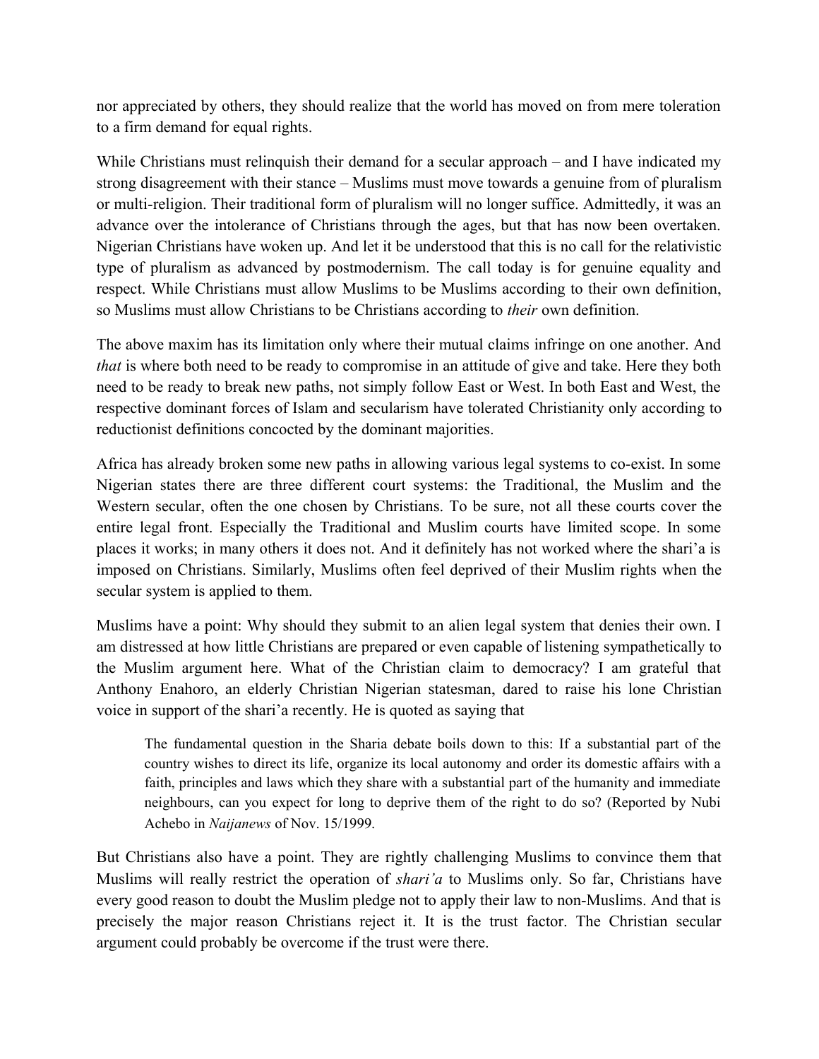nor appreciated by others, they should realize that the world has moved on from mere toleration to a firm demand for equal rights.

While Christians must relinquish their demand for a secular approach – and I have indicated my strong disagreement with their stance – Muslims must move towards a genuine from of pluralism or multi-religion. Their traditional form of pluralism will no longer suffice. Admittedly, it was an advance over the intolerance of Christians through the ages, but that has now been overtaken. Nigerian Christians have woken up. And let it be understood that this is no call for the relativistic type of pluralism as advanced by postmodernism. The call today is for genuine equality and respect. While Christians must allow Muslims to be Muslims according to their own definition, so Muslims must allow Christians to be Christians according to *their* own definition.

The above maxim has its limitation only where their mutual claims infringe on one another. And *that* is where both need to be ready to compromise in an attitude of give and take. Here they both need to be ready to break new paths, not simply follow East or West. In both East and West, the respective dominant forces of Islam and secularism have tolerated Christianity only according to reductionist definitions concocted by the dominant majorities.

Africa has already broken some new paths in allowing various legal systems to co-exist. In some Nigerian states there are three different court systems: the Traditional, the Muslim and the Western secular, often the one chosen by Christians. To be sure, not all these courts cover the entire legal front. Especially the Traditional and Muslim courts have limited scope. In some places it works; in many others it does not. And it definitely has not worked where the shari'a is imposed on Christians. Similarly, Muslims often feel deprived of their Muslim rights when the secular system is applied to them.

Muslims have a point: Why should they submit to an alien legal system that denies their own. I am distressed at how little Christians are prepared or even capable of listening sympathetically to the Muslim argument here. What of the Christian claim to democracy? I am grateful that Anthony Enahoro, an elderly Christian Nigerian statesman, dared to raise his lone Christian voice in support of the shari'a recently. He is quoted as saying that

> The fundamental question in the Sharia debate boils down to this: If a substantial part of the country wishes to direct its life, organize its local autonomy and order its domestic affairs with a faith, principles and laws which they share with a substantial part of the humanity and immediate neighbours, can you expect for long to deprive them of the right to do so? (Reported by Nubi Achebo in *Naijanews* of Nov. 15/1999.

But Christians also have a point. They are rightly challenging Muslims to convince them that Muslims will really restrict the operation of *shari'a* to Muslims only. So far, Christians have every good reason to doubt the Muslim pledge not to apply their law to non-Muslims. And that is precisely the major reason Christians reject it. It is the trust factor. The Christian secular argument could probably be overcome if the trust were there.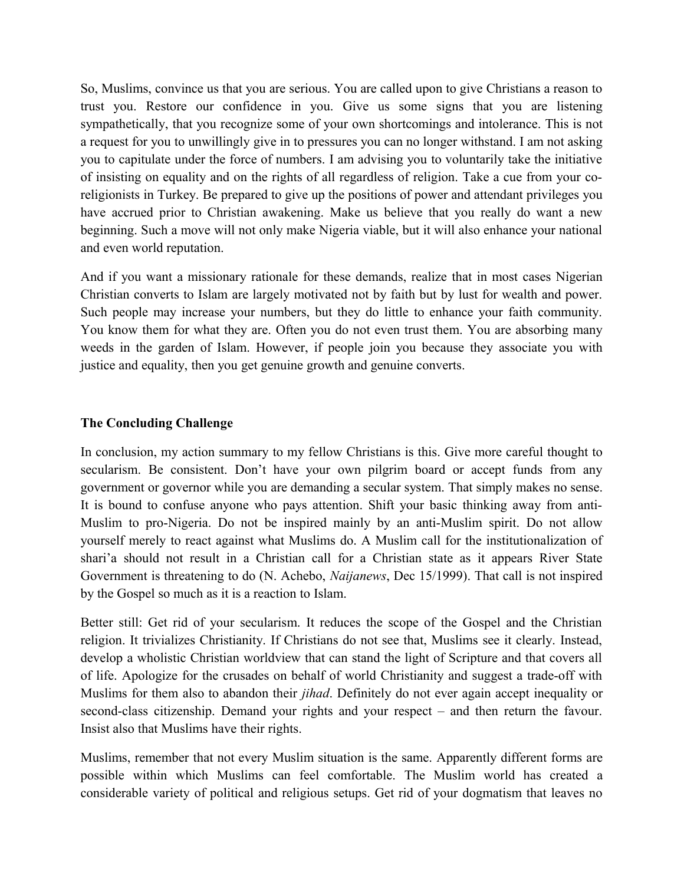So, Muslims, convince us that you are serious. You are called upon to give Christians a reason to trust you. Restore our confidence in you. Give us some signs that you are listening sympathetically, that you recognize some of your own shortcomings and intolerance. This is not a request for you to unwillingly give in to pressures you can no longer withstand. I am not asking you to capitulate under the force of numbers. I am advising you to voluntarily take the initiative of insisting on equality and on the rights of all regardless of religion. Take a cue from your co-religionists in Turkey. Be prepared to give up the positions of power and attendant privileges you have accrued prior to Christian awakening. Make us believe that you really do want a new beginning. Such a move will not only make Nigeria viable, but it will also enhance your national and even world reputation.

And if you want a missionary rationale for these demands, realize that in most cases Nigerian Christian converts to Islam are largely motivated not by faith but by lust for wealth and power. Such people may increase your numbers, but they do little to enhance your faith community. You know them for what they are. Often you do not even trust them. You are absorbing many weeds in the garden of Islam. However, if people join you because they associate you with justice and equality, then you get genuine growth and genuine converts.

**The Concluding Challenge**

In conclusion, my action summary to my fellow Christians is this. Give more careful thought to secularism. Be consistent. Don't have your own pilgrim board or accept funds from any government or governor while you are demanding a secular system. That simply makes no sense. It is bound to confuse anyone who pays attention. Shift your basic thinking away from anti-Muslim to pro-Nigeria. Do not be inspired mainly by an anti-Muslim spirit. Do not allow yourself merely to react against what Muslims do. A Muslim call for the institutionalization of shari'a should not result in a Christian call for a Christian state as it appears River State Government is threatening to do (N. Achebo, *Naijanews*, Dec 15/1999). That call is not inspired by the Gospel so much as it is a reaction to Islam.

Better still: Get rid of your secularism. It reduces the scope of the Gospel and the Christian religion. It trivializes Christianity. If Christians do not see that, Muslims see it clearly. Instead, develop a wholistic Christian worldview that can stand the light of Scripture and that covers all of life. Apologize for the crusades on behalf of world Christianity and suggest a trade-off with Muslims for them also to abandon their *jihad*. Definitely do not ever again accept inequality or second-class citizenship. Demand your rights and your respect – and then return the favour. Insist also that Muslims have their rights.

Muslims, remember that not every Muslim situation is the same. Apparently different forms are possible within which Muslims can feel comfortable. The Muslim world has created a considerable variety of political and religious setups. Get rid of your dogmatism that leaves no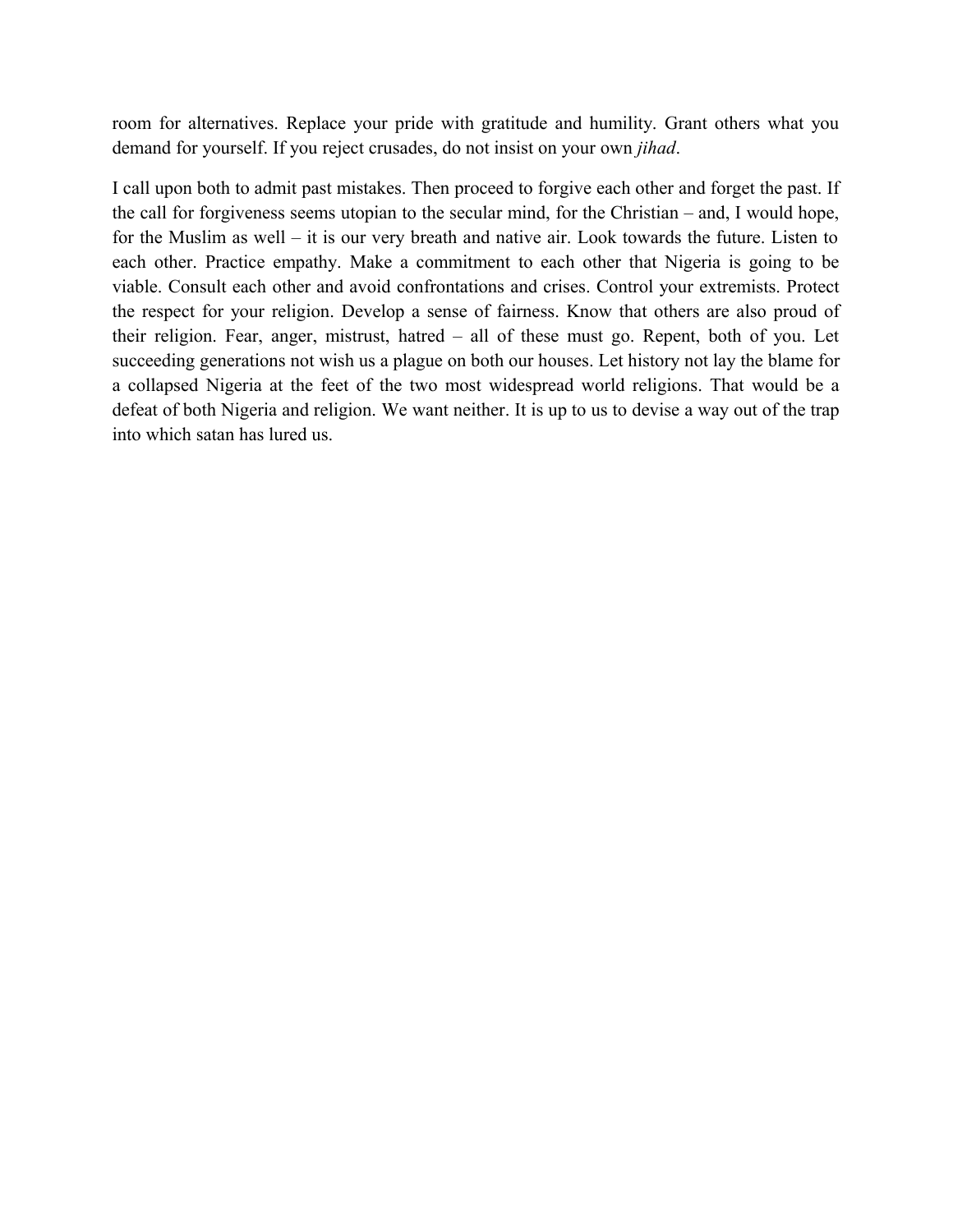room for alternatives. Replace your pride with gratitude and humility. Grant others what you demand for yourself. If you reject crusades, do not insist on your own *jihad*.

I call upon both to admit past mistakes. Then proceed to forgive each other and forget the past. If the call for forgiveness seems utopian to the secular mind, for the Christian – and, I would hope, for the Muslim as well – it is our very breath and native air. Look towards the future. Listen to each other. Practice empathy. Make a commitment to each other that Nigeria is going to be viable. Consult each other and avoid confrontations and crises. Control your extremists. Protect the respect for your religion. Develop a sense of fairness. Know that others are also proud of their religion. Fear, anger, mistrust, hatred – all of these must go. Repent, both of you. Let succeeding generations not wish us a plague on both our houses. Let history not lay the blame for a collapsed Nigeria at the feet of the two most widespread world religions. That would be a defeat of both Nigeria and religion. We want neither. It is up to us to devise a way out of the trap into which satan has lured us.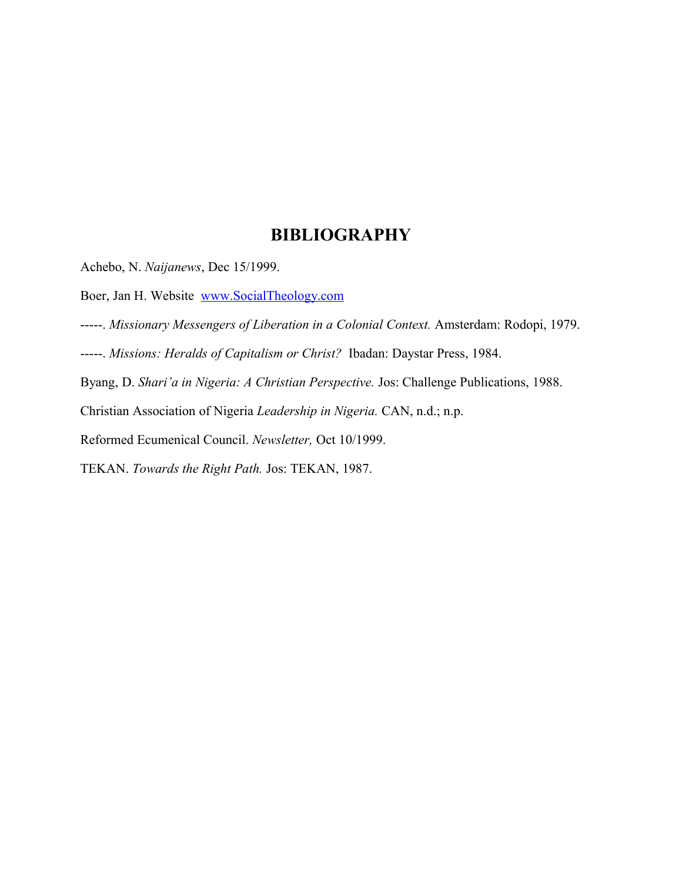# BIBLIOGRAPHY

Achebo, N. *Naijanews*, Dec 15/1999.

Boer, Jan H. Website [www.SocialTheology.com](http://www.SocialTheology.com)

-----. *Missionary Messengers of Liberation in a Colonial Context.* Amsterdam: Rodopi, 1979.

-----. *Missions: Heralds of Capitalism or Christ?* Ibadan: Daystar Press, 1984.

Byang, D. *Shari'a in Nigeria: A Christian Perspective.* Jos: Challenge Publications, 1988.

Christian Association of Nigeria *Leadership in Nigeria.* CAN, n.d.; n.p.

Reformed Ecumenical Council. *Newsletter,* Oct 10/1999.

TEKAN. *Towards the Right Path.* Jos: TEKAN, 1987.